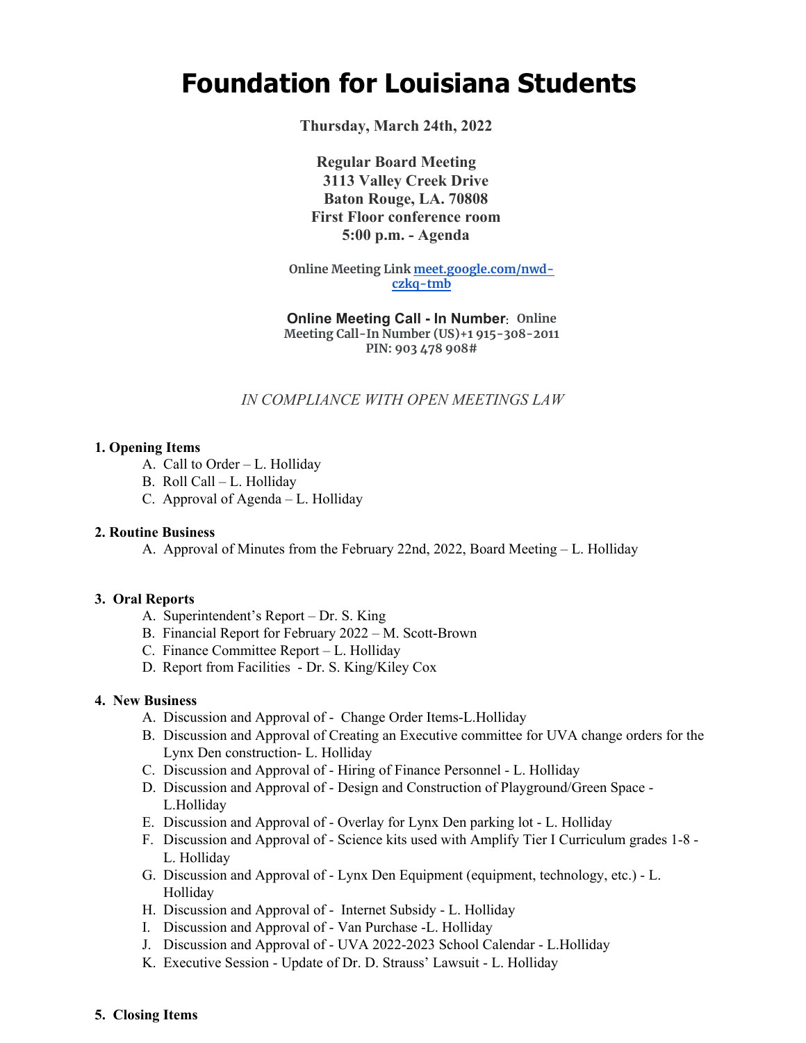# Foundation for Louisiana Students

**Thursday, March 24th, 2022**

**Regular Board Meeting**
**3113 Valley Creek Drive**
**Baton Rouge, LA. 70808**
**First Floor conference room**
**5:00 p.m. - Agenda**

**Online Meeting Link [meet.google.com/nwd-czkq-tmb](meet.google.com/nwd-czkq-tmb)**

**Online Meeting Call - In Number: Online Meeting Call-In Number (US)+1 915-308-2011**
**PIN: 903 478 908#**

*IN COMPLIANCE WITH OPEN MEETINGS LAW*

**1. Opening Items**

A. Call to Order – L. Holliday
B. Roll Call – L. Holliday
C. Approval of Agenda – L. Holliday

**2. Routine Business**

A. Approval of Minutes from the February 22nd, 2022, Board Meeting – L. Holliday

**3. Oral Reports**

A. Superintendent's Report – Dr. S. King
B. Financial Report for February 2022 – M. Scott-Brown
C. Finance Committee Report – L. Holliday
D. Report from Facilities - Dr. S. King/Kiley Cox

**4. New Business**

A. Discussion and Approval of - Change Order Items-L.Holliday
B. Discussion and Approval of Creating an Executive committee for UVA change orders for the Lynx Den construction- L. Holliday
C. Discussion and Approval of - Hiring of Finance Personnel - L. Holliday
D. Discussion and Approval of - Design and Construction of Playground/Green Space - L.Holliday
E. Discussion and Approval of - Overlay for Lynx Den parking lot - L. Holliday
F. Discussion and Approval of - Science kits used with Amplify Tier I Curriculum grades 1-8 - L. Holliday
G. Discussion and Approval of - Lynx Den Equipment (equipment, technology, etc.) - L. Holliday
H. Discussion and Approval of - Internet Subsidy - L. Holliday
I. Discussion and Approval of - Van Purchase -L. Holliday
J. Discussion and Approval of - UVA 2022-2023 School Calendar - L.Holliday
K. Executive Session - Update of Dr. D. Strauss' Lawsuit - L. Holliday

**5. Closing Items**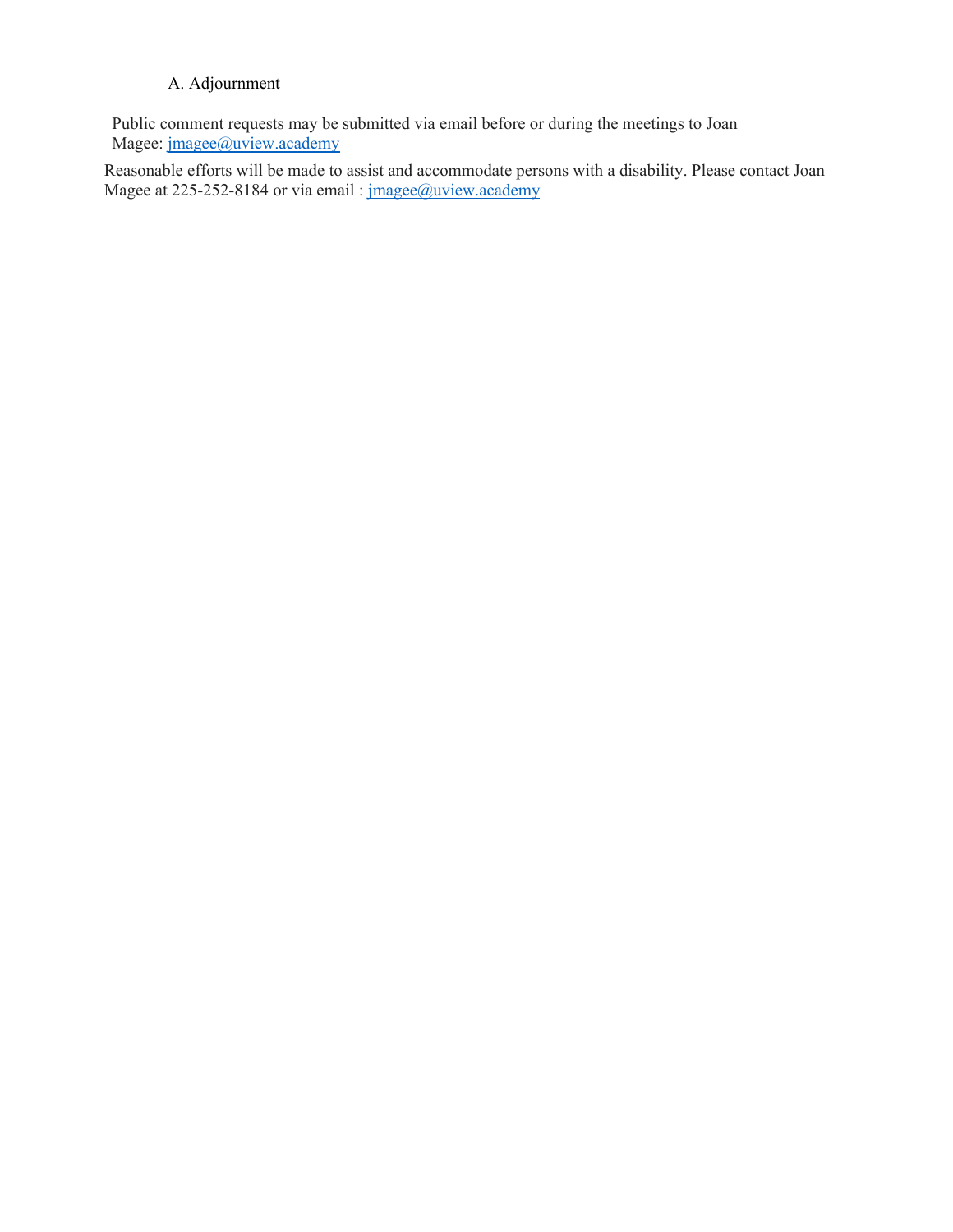A. Adjournment

Public comment requests may be submitted via email before or during the meetings to Joan Magee: jmagee@uview.academy

Reasonable efforts will be made to assist and accommodate persons with a disability. Please contact Joan Magee at 225-252-8184 or via email : jmagee@uview.academy